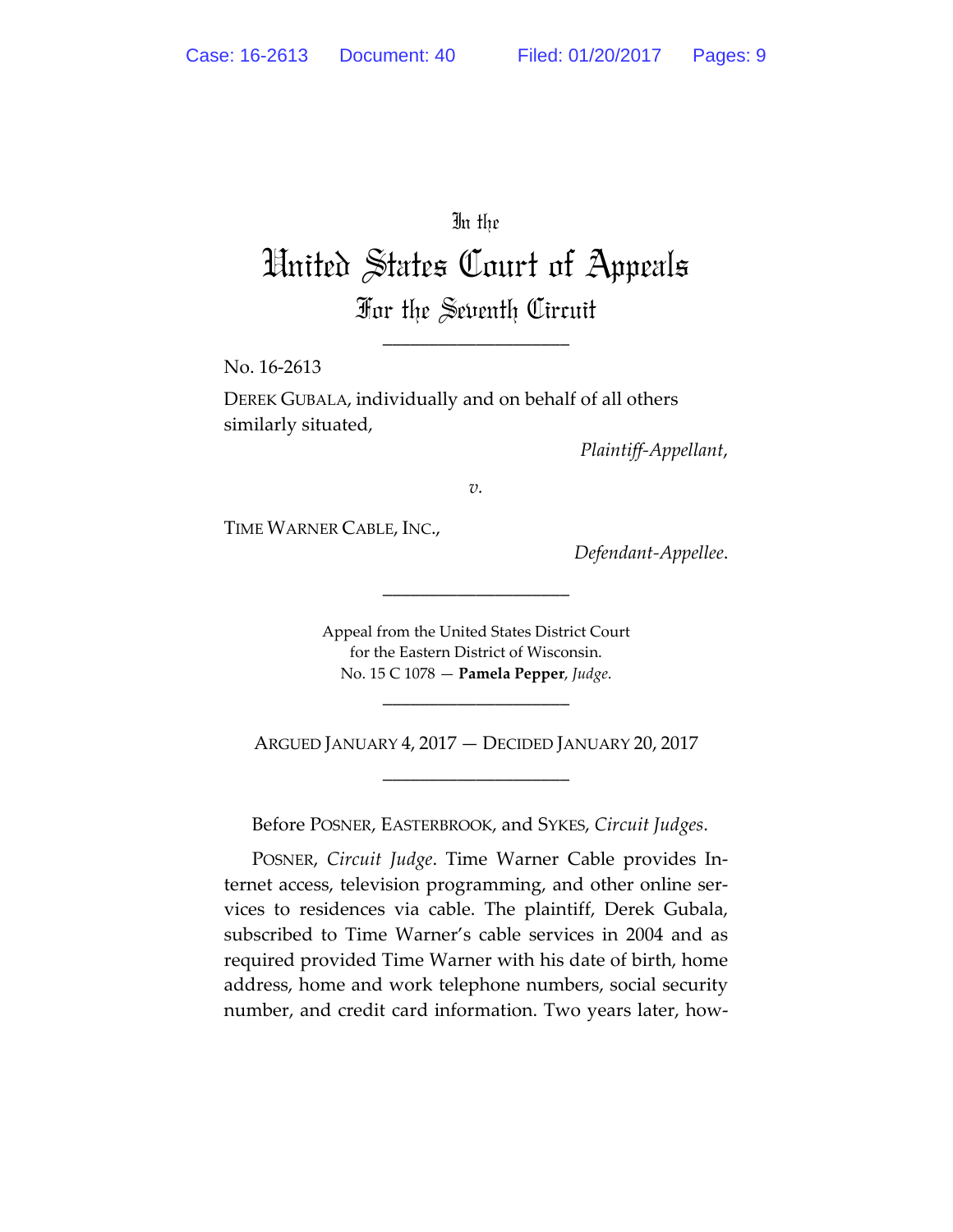In the

# United States Court of Appeals

## For the Seventh Circuit

____________________

No. 16-2613

DEREK GUBALA, individually and on behalf of all others similarly situated,

*Plaintiff-Appellant*,

*v.*

TIME WARNER CABLE, INC.,

*Defendant-Appellee*.

____________________

Appeal from the United States District Court for the Eastern District of Wisconsin.
No. 15 C 1078 — **Pamela Pepper**, *Judge*.

____________________

ARGUED JANUARY 4, 2017 — DECIDED JANUARY 20, 2017

____________________

Before POSNER, EASTERBROOK, and SYKES, *Circuit Judges*.

POSNER, *Circuit Judge*. Time Warner Cable provides Internet access, television programming, and other online services to residences via cable. The plaintiff, Derek Gubala, subscribed to Time Warner's cable services in 2004 and as required provided Time Warner with his date of birth, home address, home and work telephone numbers, social security number, and credit card information. Two years later, how-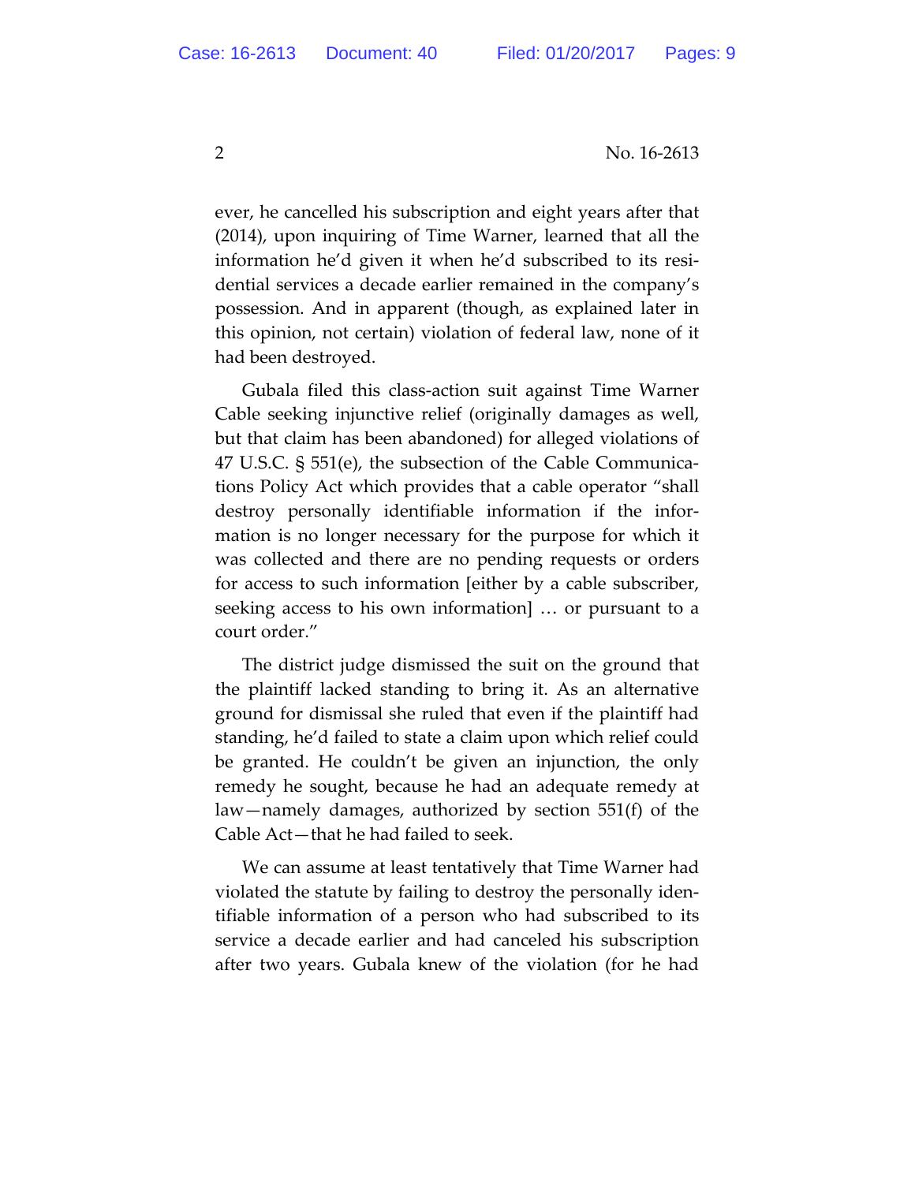ever, he cancelled his subscription and eight years after that (2014), upon inquiring of Time Warner, learned that all the information he'd given it when he'd subscribed to its residential services a decade earlier remained in the company's possession. And in apparent (though, as explained later in this opinion, not certain) violation of federal law, none of it had been destroyed.

Gubala filed this class-action suit against Time Warner Cable seeking injunctive relief (originally damages as well, but that claim has been abandoned) for alleged violations of 47 U.S.C. § 551(e), the subsection of the Cable Communications Policy Act which provides that a cable operator "shall destroy personally identifiable information if the information is no longer necessary for the purpose for which it was collected and there are no pending requests or orders for access to such information [either by a cable subscriber, seeking access to his own information] … or pursuant to a court order."

The district judge dismissed the suit on the ground that the plaintiff lacked standing to bring it. As an alternative ground for dismissal she ruled that even if the plaintiff had standing, he'd failed to state a claim upon which relief could be granted. He couldn't be given an injunction, the only remedy he sought, because he had an adequate remedy at law—namely damages, authorized by section 551(f) of the Cable Act—that he had failed to seek.

We can assume at least tentatively that Time Warner had violated the statute by failing to destroy the personally identifiable information of a person who had subscribed to its service a decade earlier and had canceled his subscription after two years. Gubala knew of the violation (for he had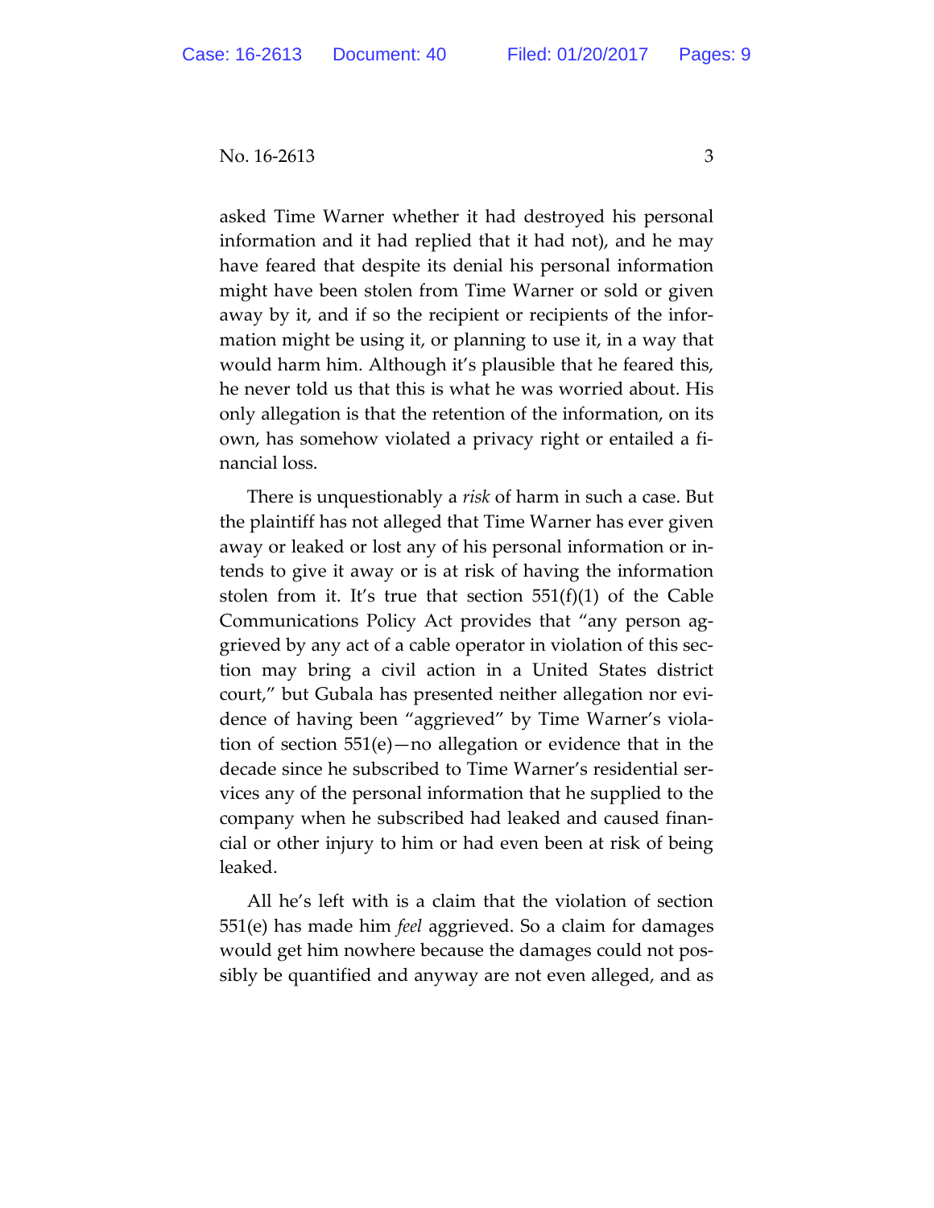asked Time Warner whether it had destroyed his personal information and it had replied that it had not), and he may have feared that despite its denial his personal information might have been stolen from Time Warner or sold or given away by it, and if so the recipient or recipients of the information might be using it, or planning to use it, in a way that would harm him. Although it's plausible that he feared this, he never told us that this is what he was worried about. His only allegation is that the retention of the information, on its own, has somehow violated a privacy right or entailed a financial loss.

There is unquestionably a *risk* of harm in such a case. But the plaintiff has not alleged that Time Warner has ever given away or leaked or lost any of his personal information or intends to give it away or is at risk of having the information stolen from it. It's true that section 551(f)(1) of the Cable Communications Policy Act provides that "any person aggrieved by any act of a cable operator in violation of this section may bring a civil action in a United States district court," but Gubala has presented neither allegation nor evidence of having been "aggrieved" by Time Warner's violation of section 551(e)—no allegation or evidence that in the decade since he subscribed to Time Warner's residential services any of the personal information that he supplied to the company when he subscribed had leaked and caused financial or other injury to him or had even been at risk of being leaked.

All he's left with is a claim that the violation of section 551(e) has made him *feel* aggrieved. So a claim for damages would get him nowhere because the damages could not possibly be quantified and anyway are not even alleged, and as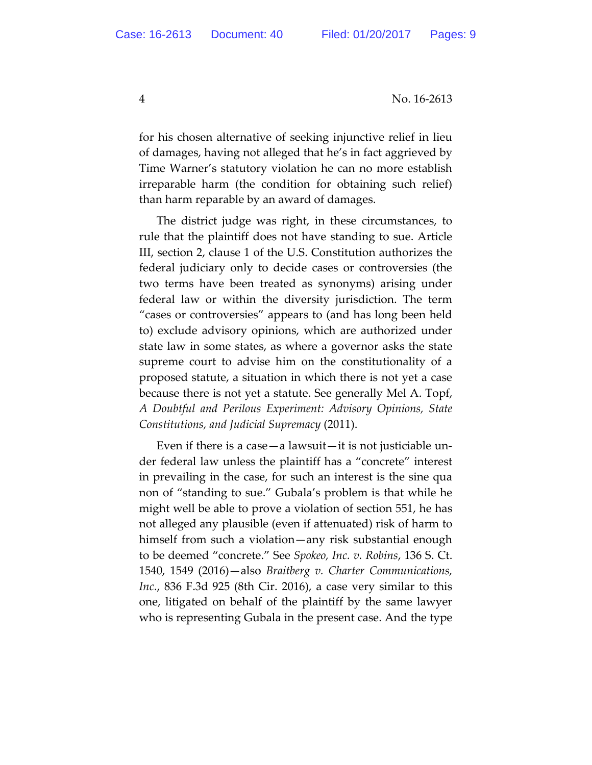for his chosen alternative of seeking injunctive relief in lieu of damages, having not alleged that he's in fact aggrieved by Time Warner's statutory violation he can no more establish irreparable harm (the condition for obtaining such relief) than harm reparable by an award of damages.

The district judge was right, in these circumstances, to rule that the plaintiff does not have standing to sue. Article III, section 2, clause 1 of the U.S. Constitution authorizes the federal judiciary only to decide cases or controversies (the two terms have been treated as synonyms) arising under federal law or within the diversity jurisdiction. The term "cases or controversies" appears to (and has long been held to) exclude advisory opinions, which are authorized under state law in some states, as where a governor asks the state supreme court to advise him on the constitutionality of a proposed statute, a situation in which there is not yet a case because there is not yet a statute. See generally Mel A. Topf, *A Doubtful and Perilous Experiment: Advisory Opinions, State Constitutions, and Judicial Supremacy* (2011).

Even if there is a case—a lawsuit—it is not justiciable under federal law unless the plaintiff has a "concrete" interest in prevailing in the case, for such an interest is the sine qua non of "standing to sue." Gubala's problem is that while he might well be able to prove a violation of section 551, he has not alleged any plausible (even if attenuated) risk of harm to himself from such a violation—any risk substantial enough to be deemed "concrete." See *Spokeo, Inc. v. Robins*, 136 S. Ct. 1540, 1549 (2016)—also *Braitberg v. Charter Communications, Inc.*, 836 F.3d 925 (8th Cir. 2016), a case very similar to this one, litigated on behalf of the plaintiff by the same lawyer who is representing Gubala in the present case. And the type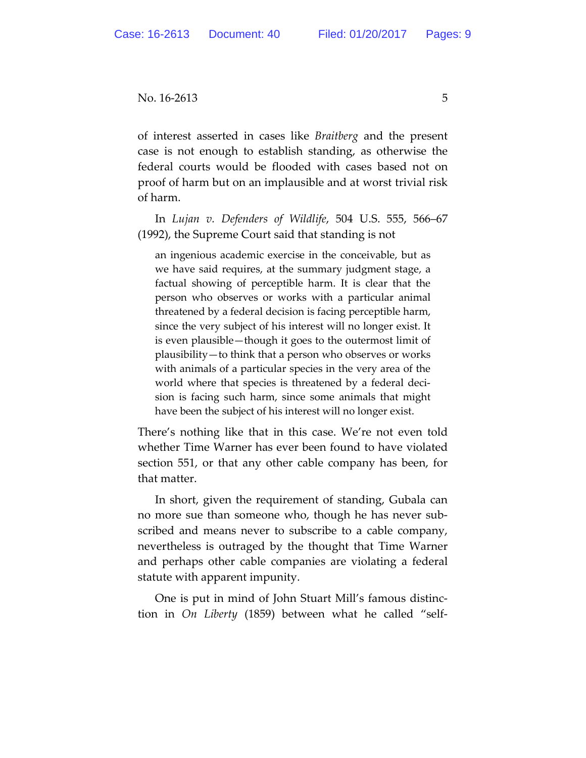of interest asserted in cases like *Braitberg* and the present case is not enough to establish standing, as otherwise the federal courts would be flooded with cases based not on proof of harm but on an implausible and at worst trivial risk of harm.

In *Lujan v. Defenders of Wildlife*, 504 U.S. 555, 566–67 (1992), the Supreme Court said that standing is not

> an ingenious academic exercise in the conceivable, but as we have said requires, at the summary judgment stage, a factual showing of perceptible harm. It is clear that the person who observes or works with a particular animal threatened by a federal decision is facing perceptible harm, since the very subject of his interest will no longer exist. It is even plausible—though it goes to the outermost limit of plausibility—to think that a person who observes or works with animals of a particular species in the very area of the world where that species is threatened by a federal decision is facing such harm, since some animals that might have been the subject of his interest will no longer exist.

There's nothing like that in this case. We're not even told whether Time Warner has ever been found to have violated section 551, or that any other cable company has been, for that matter.

In short, given the requirement of standing, Gubala can no more sue than someone who, though he has never subscribed and means never to subscribe to a cable company, nevertheless is outraged by the thought that Time Warner and perhaps other cable companies are violating a federal statute with apparent impunity.

One is put in mind of John Stuart Mill's famous distinction in *On Liberty* (1859) between what he called "self-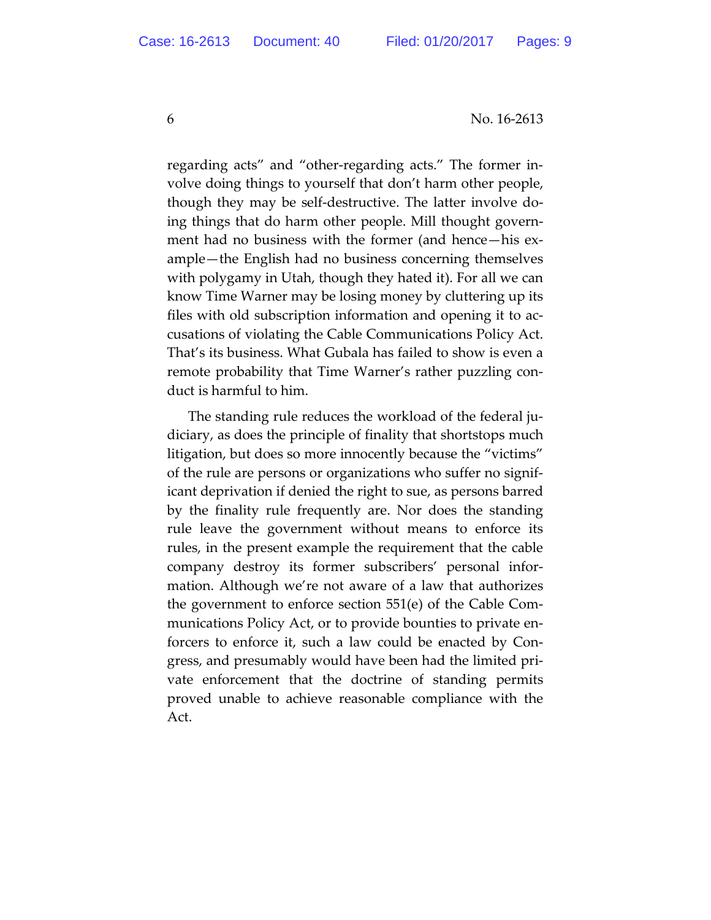regarding acts" and "other-regarding acts." The former involve doing things to yourself that don't harm other people, though they may be self-destructive. The latter involve doing things that do harm other people. Mill thought government had no business with the former (and hence—his example—the English had no business concerning themselves with polygamy in Utah, though they hated it). For all we can know Time Warner may be losing money by cluttering up its files with old subscription information and opening it to accusations of violating the Cable Communications Policy Act. That's its business. What Gubala has failed to show is even a remote probability that Time Warner's rather puzzling conduct is harmful to him.

The standing rule reduces the workload of the federal judiciary, as does the principle of finality that shortstops much litigation, but does so more innocently because the "victims" of the rule are persons or organizations who suffer no significant deprivation if denied the right to sue, as persons barred by the finality rule frequently are. Nor does the standing rule leave the government without means to enforce its rules, in the present example the requirement that the cable company destroy its former subscribers' personal information. Although we're not aware of a law that authorizes the government to enforce section 551(e) of the Cable Communications Policy Act, or to provide bounties to private enforcers to enforce it, such a law could be enacted by Congress, and presumably would have been had the limited private enforcement that the doctrine of standing permits proved unable to achieve reasonable compliance with the Act.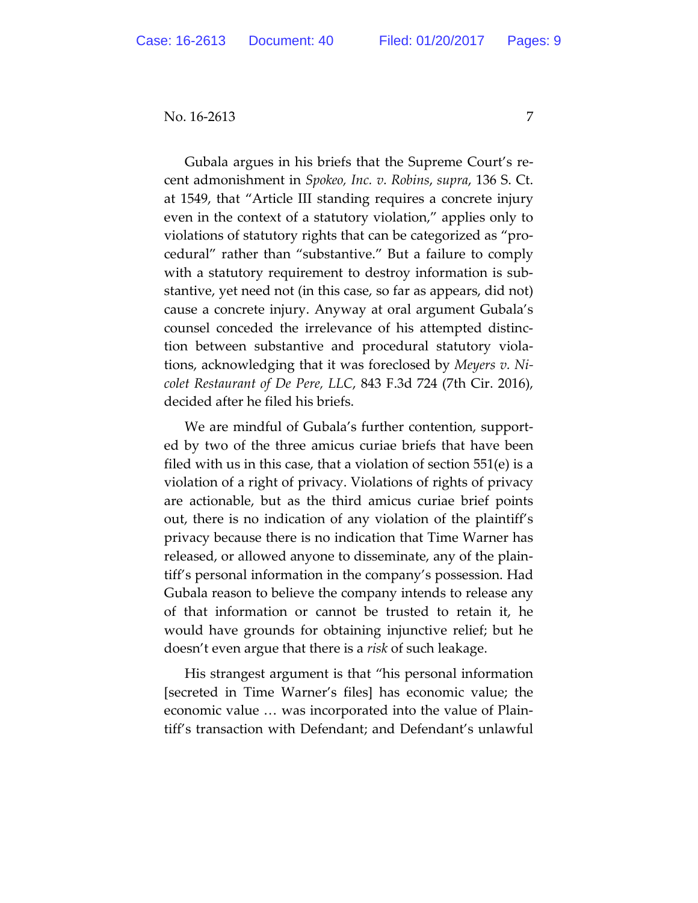Gubala argues in his briefs that the Supreme Court's recent admonishment in *Spokeo, Inc. v. Robins*, *supra*, 136 S. Ct. at 1549, that "Article III standing requires a concrete injury even in the context of a statutory violation," applies only to violations of statutory rights that can be categorized as "procedural" rather than "substantive." But a failure to comply with a statutory requirement to destroy information is substantive, yet need not (in this case, so far as appears, did not) cause a concrete injury. Anyway at oral argument Gubala's counsel conceded the irrelevance of his attempted distinction between substantive and procedural statutory violations, acknowledging that it was foreclosed by *Meyers v. Nicolet Restaurant of De Pere, LLC*, 843 F.3d 724 (7th Cir. 2016), decided after he filed his briefs.

We are mindful of Gubala's further contention, supported by two of the three amicus curiae briefs that have been filed with us in this case, that a violation of section 551(e) is a violation of a right of privacy. Violations of rights of privacy are actionable, but as the third amicus curiae brief points out, there is no indication of any violation of the plaintiff's privacy because there is no indication that Time Warner has released, or allowed anyone to disseminate, any of the plaintiff's personal information in the company's possession. Had Gubala reason to believe the company intends to release any of that information or cannot be trusted to retain it, he would have grounds for obtaining injunctive relief; but he doesn't even argue that there is a *risk* of such leakage.

His strangest argument is that "his personal information [secreted in Time Warner's files] has economic value; the economic value … was incorporated into the value of Plaintiff's transaction with Defendant; and Defendant's unlawful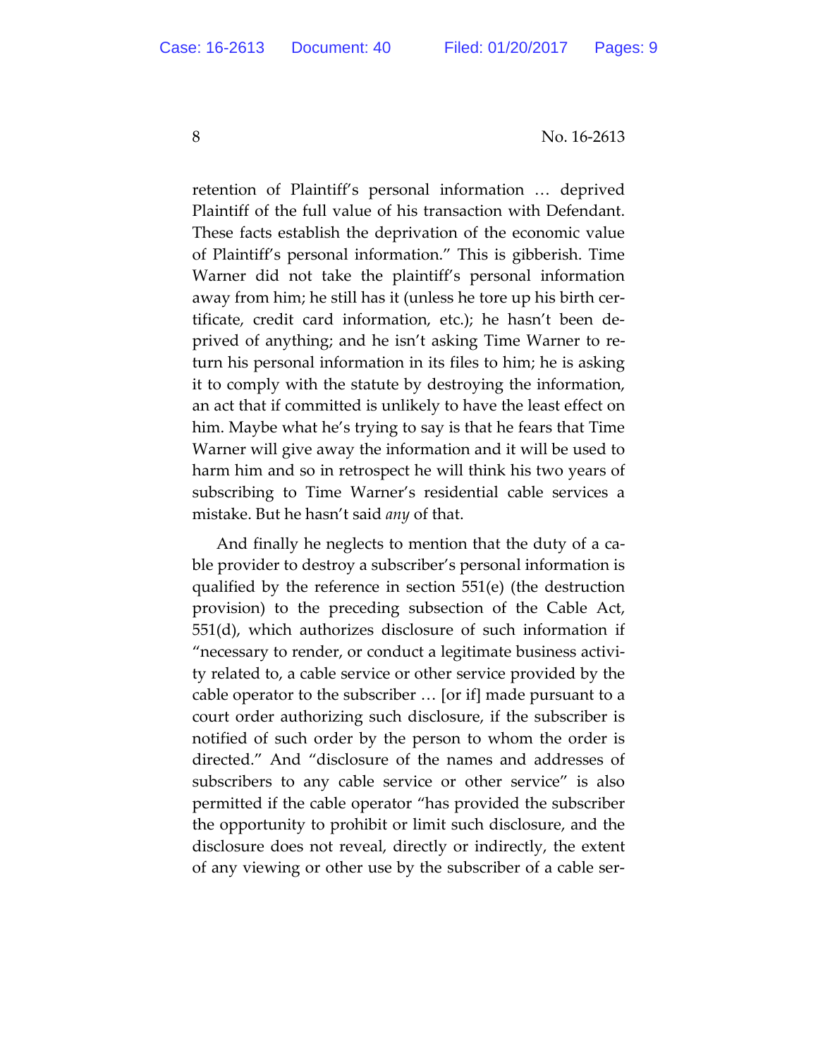retention of Plaintiff's personal information … deprived Plaintiff of the full value of his transaction with Defendant. These facts establish the deprivation of the economic value of Plaintiff's personal information." This is gibberish. Time Warner did not take the plaintiff's personal information away from him; he still has it (unless he tore up his birth certificate, credit card information, etc.); he hasn't been deprived of anything; and he isn't asking Time Warner to return his personal information in its files to him; he is asking it to comply with the statute by destroying the information, an act that if committed is unlikely to have the least effect on him. Maybe what he's trying to say is that he fears that Time Warner will give away the information and it will be used to harm him and so in retrospect he will think his two years of subscribing to Time Warner's residential cable services a mistake. But he hasn't said *any* of that.

And finally he neglects to mention that the duty of a cable provider to destroy a subscriber's personal information is qualified by the reference in section 551(e) (the destruction provision) to the preceding subsection of the Cable Act, 551(d), which authorizes disclosure of such information if "necessary to render, or conduct a legitimate business activity related to, a cable service or other service provided by the cable operator to the subscriber … [or if] made pursuant to a court order authorizing such disclosure, if the subscriber is notified of such order by the person to whom the order is directed." And "disclosure of the names and addresses of subscribers to any cable service or other service" is also permitted if the cable operator "has provided the subscriber the opportunity to prohibit or limit such disclosure, and the disclosure does not reveal, directly or indirectly, the extent of any viewing or other use by the subscriber of a cable ser-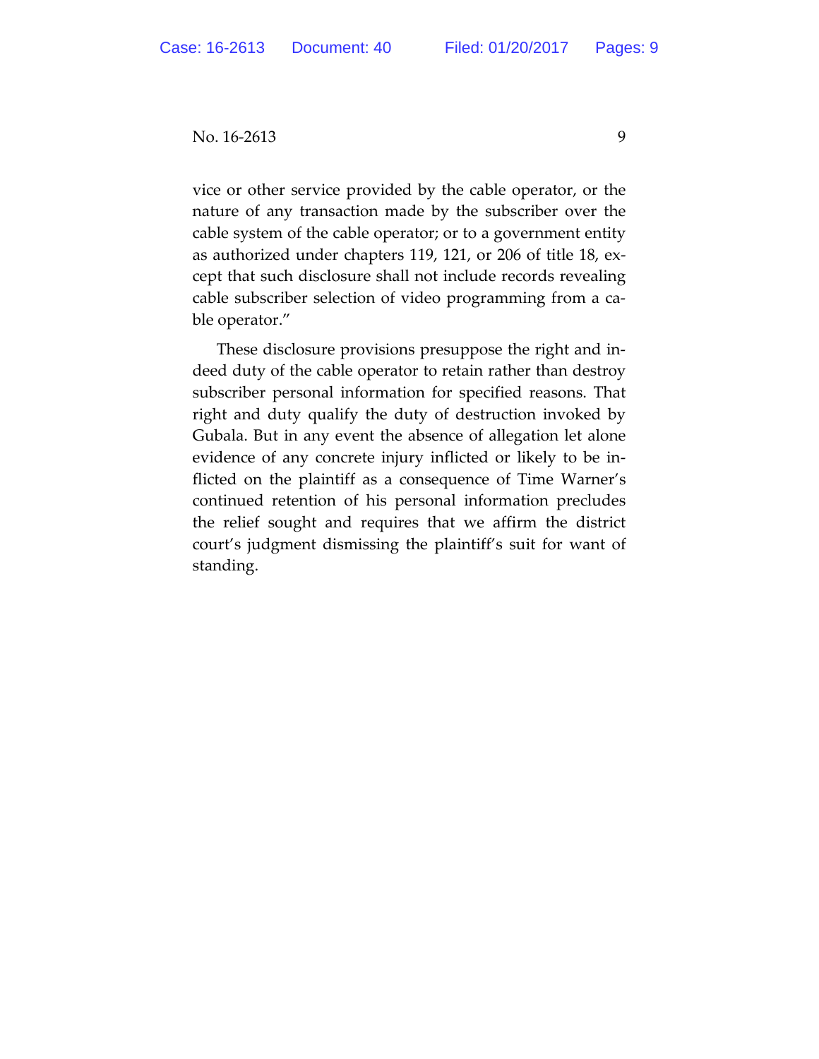vice or other service provided by the cable operator, or the nature of any transaction made by the subscriber over the cable system of the cable operator; or to a government entity as authorized under chapters 119, 121, or 206 of title 18, except that such disclosure shall not include records revealing cable subscriber selection of video programming from a cable operator."

These disclosure provisions presuppose the right and indeed duty of the cable operator to retain rather than destroy subscriber personal information for specified reasons. That right and duty qualify the duty of destruction invoked by Gubala. But in any event the absence of allegation let alone evidence of any concrete injury inflicted or likely to be inflicted on the plaintiff as a consequence of Time Warner's continued retention of his personal information precludes the relief sought and requires that we affirm the district court's judgment dismissing the plaintiff's suit for want of standing.